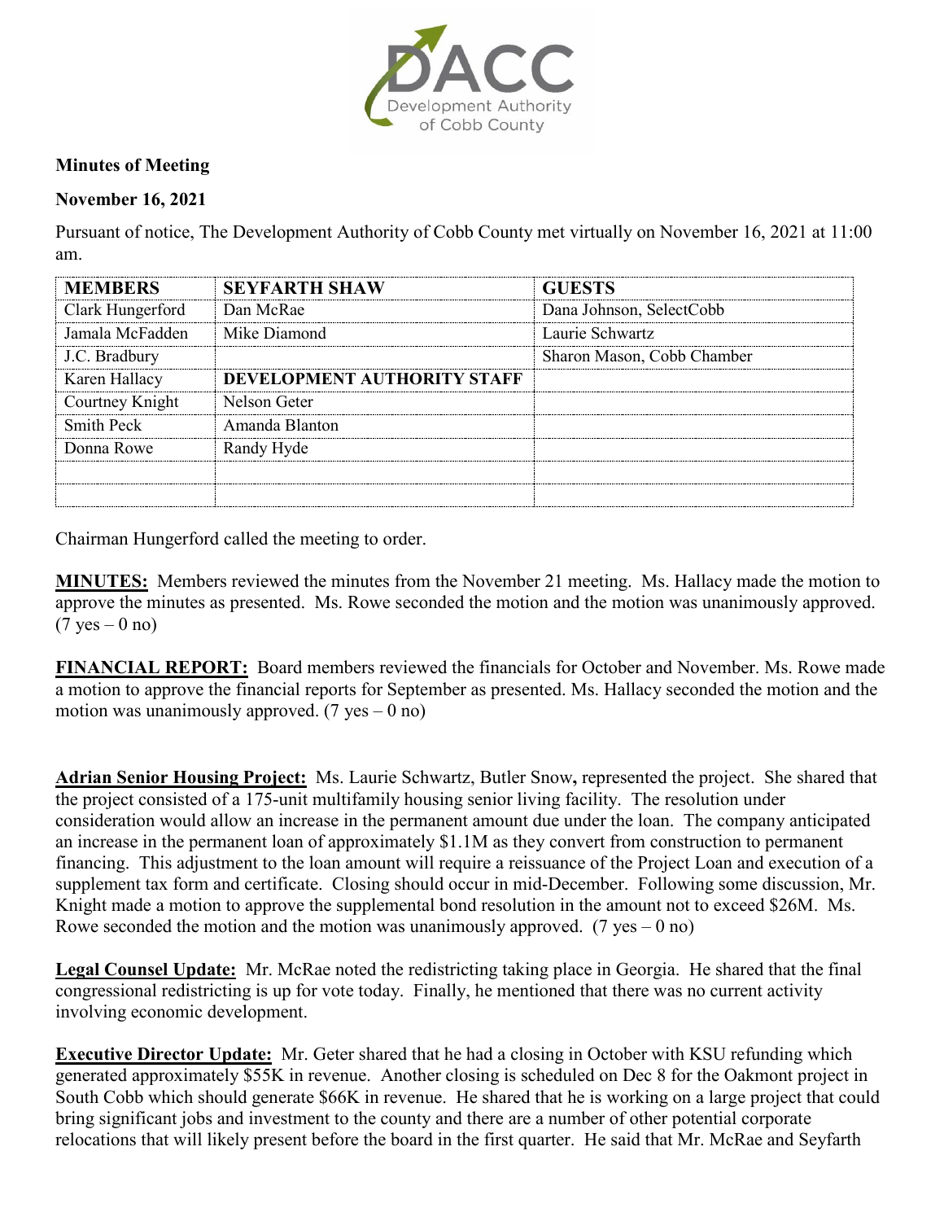**Minutes of Meeting**

**November 16, 2021**

Pursuant of notice, The Development Authority of Cobb County met virtually on November 16, 2021 at 11:00 am.

| MEMBERS | SEYFARTH SHAW | GUESTS |
|---|---|---|
| Clark Hungerford | Dan McRae | Dana Johnson, SelectCobb |
| Jamala McFadden | Mike Diamond | Laurie Schwartz |
| J.C. Bradbury | | Sharon Mason, Cobb Chamber |
| Karen Hallacy | **DEVELOPMENT AUTHORITY STAFF** | |
| Courtney Knight | Nelson Geter | |
| Smith Peck | Amanda Blanton | |
| Donna Rowe | Randy Hyde | |
| | | |
| | | |

Chairman Hungerford called the meeting to order.

**MINUTES:** Members reviewed the minutes from the November 21 meeting. Ms. Hallacy made the motion to approve the minutes as presented. Ms. Rowe seconded the motion and the motion was unanimously approved. (7 yes – 0 no)

**FINANCIAL REPORT:** Board members reviewed the financials for October and November. Ms. Rowe made a motion to approve the financial reports for September as presented. Ms. Hallacy seconded the motion and the motion was unanimously approved. (7 yes – 0 no)

**Adrian Senior Housing Project:** Ms. Laurie Schwartz, Butler Snow**,** represented the project. She shared that the project consisted of a 175-unit multifamily housing senior living facility. The resolution under consideration would allow an increase in the permanent amount due under the loan. The company anticipated an increase in the permanent loan of approximately $1.1M as they convert from construction to permanent financing. This adjustment to the loan amount will require a reissuance of the Project Loan and execution of a supplement tax form and certificate. Closing should occur in mid-December. Following some discussion, Mr. Knight made a motion to approve the supplemental bond resolution in the amount not to exceed $26M. Ms. Rowe seconded the motion and the motion was unanimously approved. (7 yes – 0 no)

**Legal Counsel Update:** Mr. McRae noted the redistricting taking place in Georgia. He shared that the final congressional redistricting is up for vote today. Finally, he mentioned that there was no current activity involving economic development.

**Executive Director Update:** Mr. Geter shared that he had a closing in October with KSU refunding which generated approximately $55K in revenue. Another closing is scheduled on Dec 8 for the Oakmont project in South Cobb which should generate $66K in revenue. He shared that he is working on a large project that could bring significant jobs and investment to the county and there are a number of other potential corporate relocations that will likely present before the board in the first quarter. He said that Mr. McRae and Seyfarth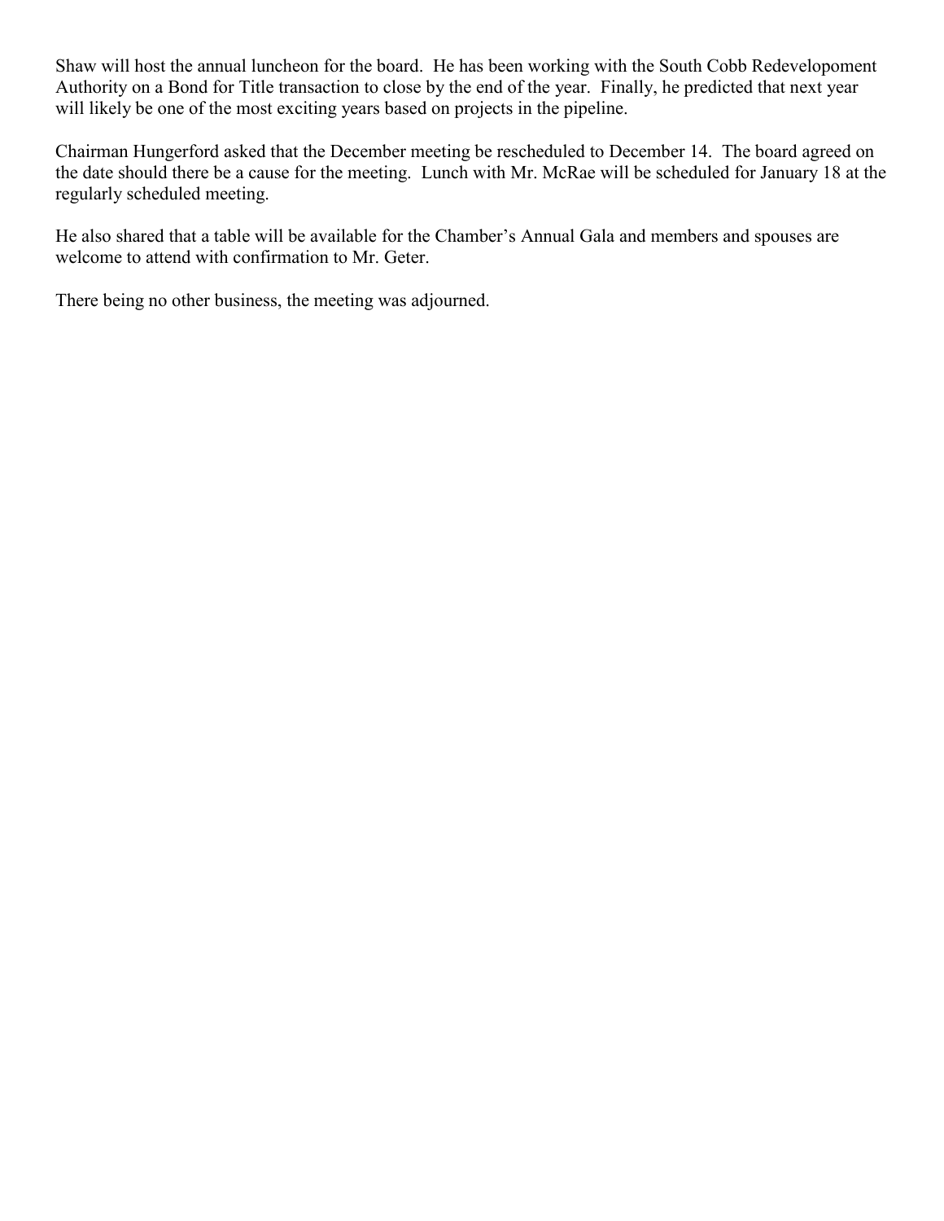Shaw will host the annual luncheon for the board. He has been working with the South Cobb Redevelopoment Authority on a Bond for Title transaction to close by the end of the year. Finally, he predicted that next year will likely be one of the most exciting years based on projects in the pipeline.

Chairman Hungerford asked that the December meeting be rescheduled to December 14. The board agreed on the date should there be a cause for the meeting. Lunch with Mr. McRae will be scheduled for January 18 at the regularly scheduled meeting.

He also shared that a table will be available for the Chamber's Annual Gala and members and spouses are welcome to attend with confirmation to Mr. Geter.

There being no other business, the meeting was adjourned.